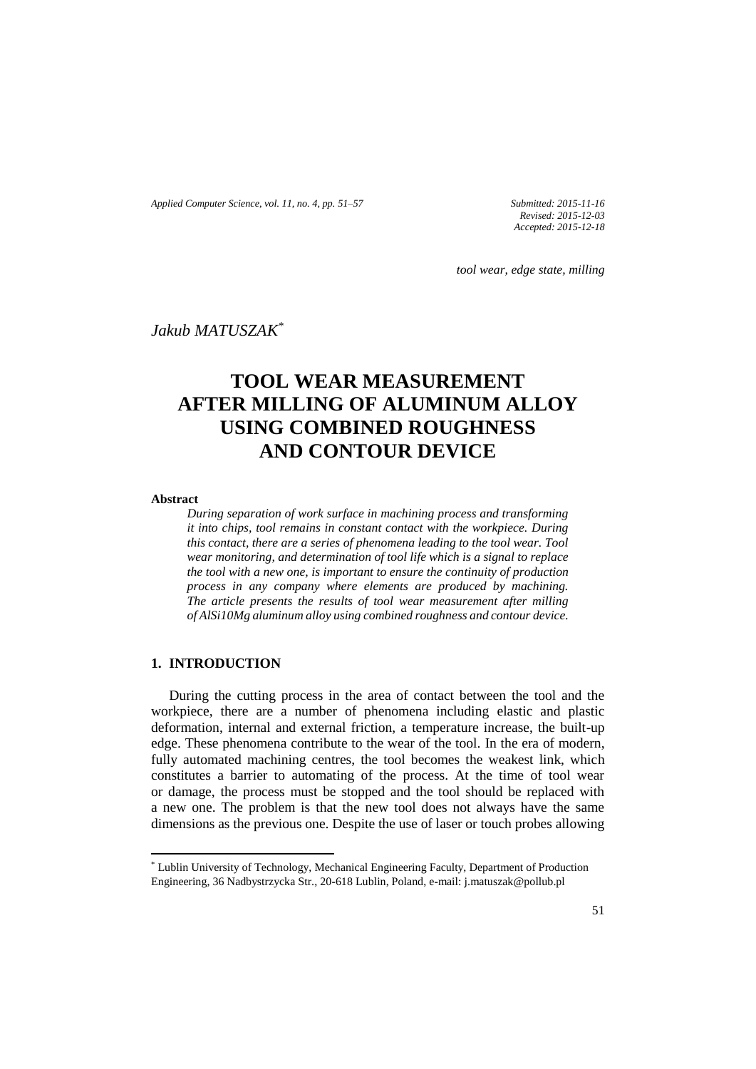*Submitted: 2015-11-16*
*Revised: 2015-12-03*
*Accepted: 2015-12-18*

*tool wear, edge state, milling*

*Jakub MATUSZAK*[*]

# TOOL WEAR MEASUREMENT AFTER MILLING OF ALUMINUM ALLOY USING COMBINED ROUGHNESS AND CONTOUR DEVICE

**Abstract**

*During separation of work surface in machining process and transforming it into chips, tool remains in constant contact with the workpiece. During this contact, there are a series of phenomena leading to the tool wear. Tool wear monitoring, and determination of tool life which is a signal to replace the tool with a new one, is important to ensure the continuity of production process in any company where elements are produced by machining. The article presents the results of tool wear measurement after milling of AlSi10Mg aluminum alloy using combined roughness and contour device.*

## 1. INTRODUCTION

During the cutting process in the area of contact between the tool and the workpiece, there are a number of phenomena including elastic and plastic deformation, internal and external friction, a temperature increase, the built-up edge. These phenomena contribute to the wear of the tool. In the era of modern, fully automated machining centres, the tool becomes the weakest link, which constitutes a barrier to automating of the process. At the time of tool wear or damage, the process must be stopped and the tool should be replaced with a new one. The problem is that the new tool does not always have the same dimensions as the previous one. Despite the use of laser or touch probes allowing

[*] Lublin University of Technology, Mechanical Engineering Faculty, Department of Production Engineering, 36 Nadbystrzycka Str., 20-618 Lublin, Poland, e-mail: j.matuszak@pollub.pl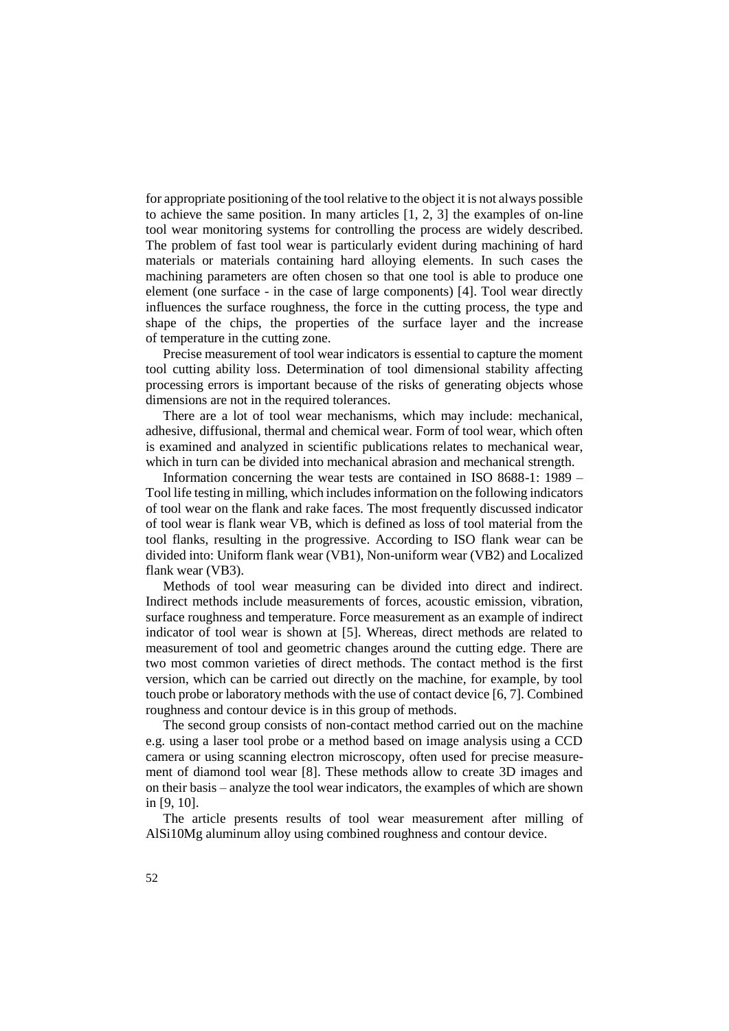for appropriate positioning of the tool relative to the object it is not always possible to achieve the same position. In many articles [1, 2, 3] the examples of on-line tool wear monitoring systems for controlling the process are widely described. The problem of fast tool wear is particularly evident during machining of hard materials or materials containing hard alloying elements. In such cases the machining parameters are often chosen so that one tool is able to produce one element (one surface - in the case of large components) [4]. Tool wear directly influences the surface roughness, the force in the cutting process, the type and shape of the chips, the properties of the surface layer and the increase of temperature in the cutting zone.

Precise measurement of tool wear indicators is essential to capture the moment tool cutting ability loss. Determination of tool dimensional stability affecting processing errors is important because of the risks of generating objects whose dimensions are not in the required tolerances.

There are a lot of tool wear mechanisms, which may include: mechanical, adhesive, diffusional, thermal and chemical wear. Form of tool wear, which often is examined and analyzed in scientific publications relates to mechanical wear, which in turn can be divided into mechanical abrasion and mechanical strength.

Information concerning the wear tests are contained in ISO 8688-1: 1989 – Tool life testing in milling, which includes information on the following indicators of tool wear on the flank and rake faces. The most frequently discussed indicator of tool wear is flank wear VB, which is defined as loss of tool material from the tool flanks, resulting in the progressive. According to ISO flank wear can be divided into: Uniform flank wear (VB1), Non-uniform wear (VB2) and Localized flank wear (VB3).

Methods of tool wear measuring can be divided into direct and indirect. Indirect methods include measurements of forces, acoustic emission, vibration, surface roughness and temperature. Force measurement as an example of indirect indicator of tool wear is shown at [5]. Whereas, direct methods are related to measurement of tool and geometric changes around the cutting edge. There are two most common varieties of direct methods. The contact method is the first version, which can be carried out directly on the machine, for example, by tool touch probe or laboratory methods with the use of contact device [6, 7]. Combined roughness and contour device is in this group of methods.

The second group consists of non-contact method carried out on the machine e.g. using a laser tool probe or a method based on image analysis using a CCD camera or using scanning electron microscopy, often used for precise measurement of diamond tool wear [8]. These methods allow to create 3D images and on their basis – analyze the tool wear indicators, the examples of which are shown in [9, 10].

The article presents results of tool wear measurement after milling of AlSi10Mg aluminum alloy using combined roughness and contour device.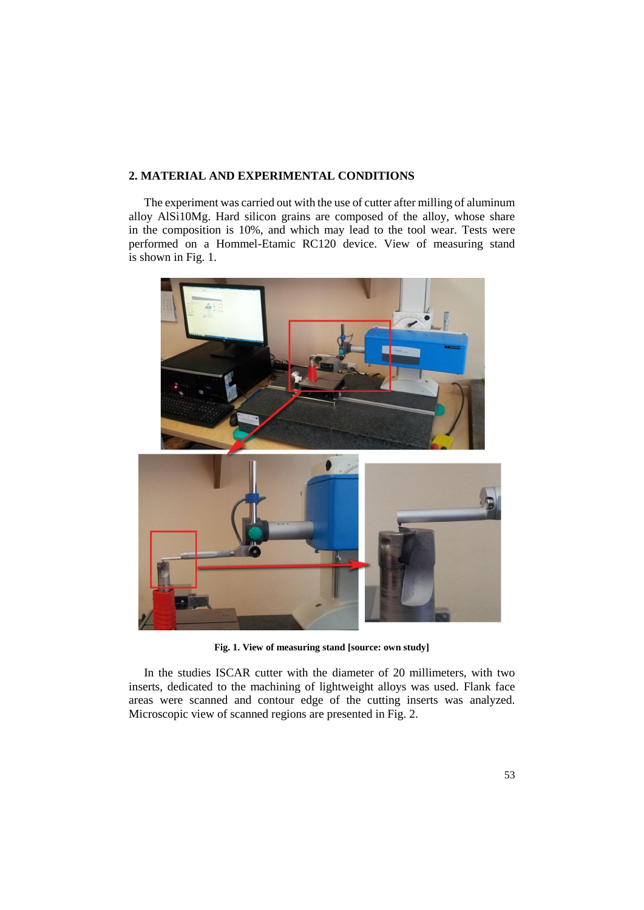## 2. MATERIAL AND EXPERIMENTAL CONDITIONS

The experiment was carried out with the use of cutter after milling of aluminum alloy AlSi10Mg. Hard silicon grains are composed of the alloy, whose share in the composition is 10%, and which may lead to the tool wear. Tests were performed on a Hommel-Etamic RC120 device. View of measuring stand is shown in Fig. 1.

**Fig. 1. View of measuring stand [source: own study]**

In the studies ISCAR cutter with the diameter of 20 millimeters, with two inserts, dedicated to the machining of lightweight alloys was used. Flank face areas were scanned and contour edge of the cutting inserts was analyzed. Microscopic view of scanned regions are presented in Fig. 2.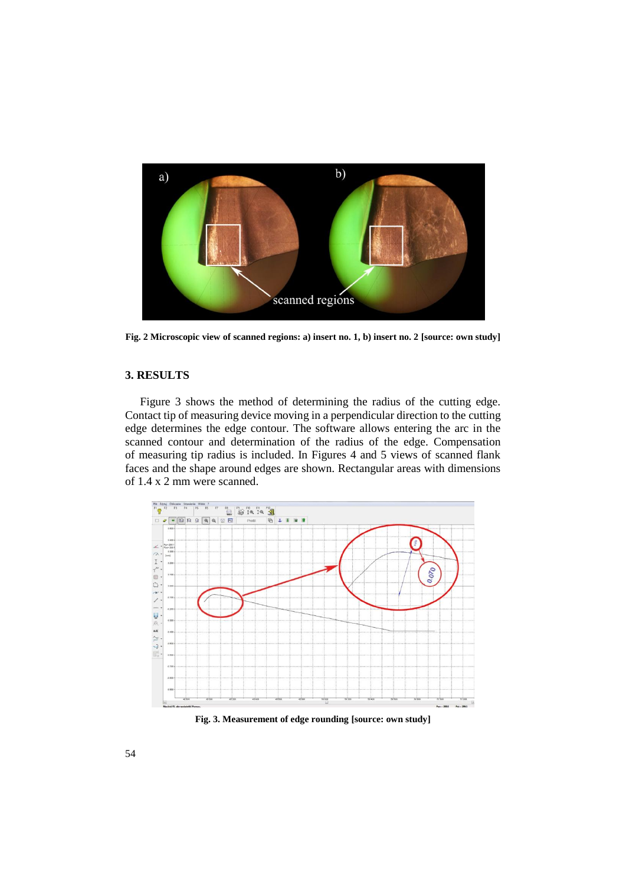Fig. 2 Microscopic view of scanned regions: a) insert no. 1, b) insert no. 2 [source: own study]

## 3. RESULTS

Figure 3 shows the method of determining the radius of the cutting edge. Contact tip of measuring device moving in a perpendicular direction to the cutting edge determines the edge contour. The software allows entering the arc in the scanned contour and determination of the radius of the edge. Compensation of measuring tip radius is included. In Figures 4 and 5 views of scanned flank faces and the shape around edges are shown. Rectangular areas with dimensions of 1.4 x 2 mm were scanned.

Fig. 3. Measurement of edge rounding [source: own study]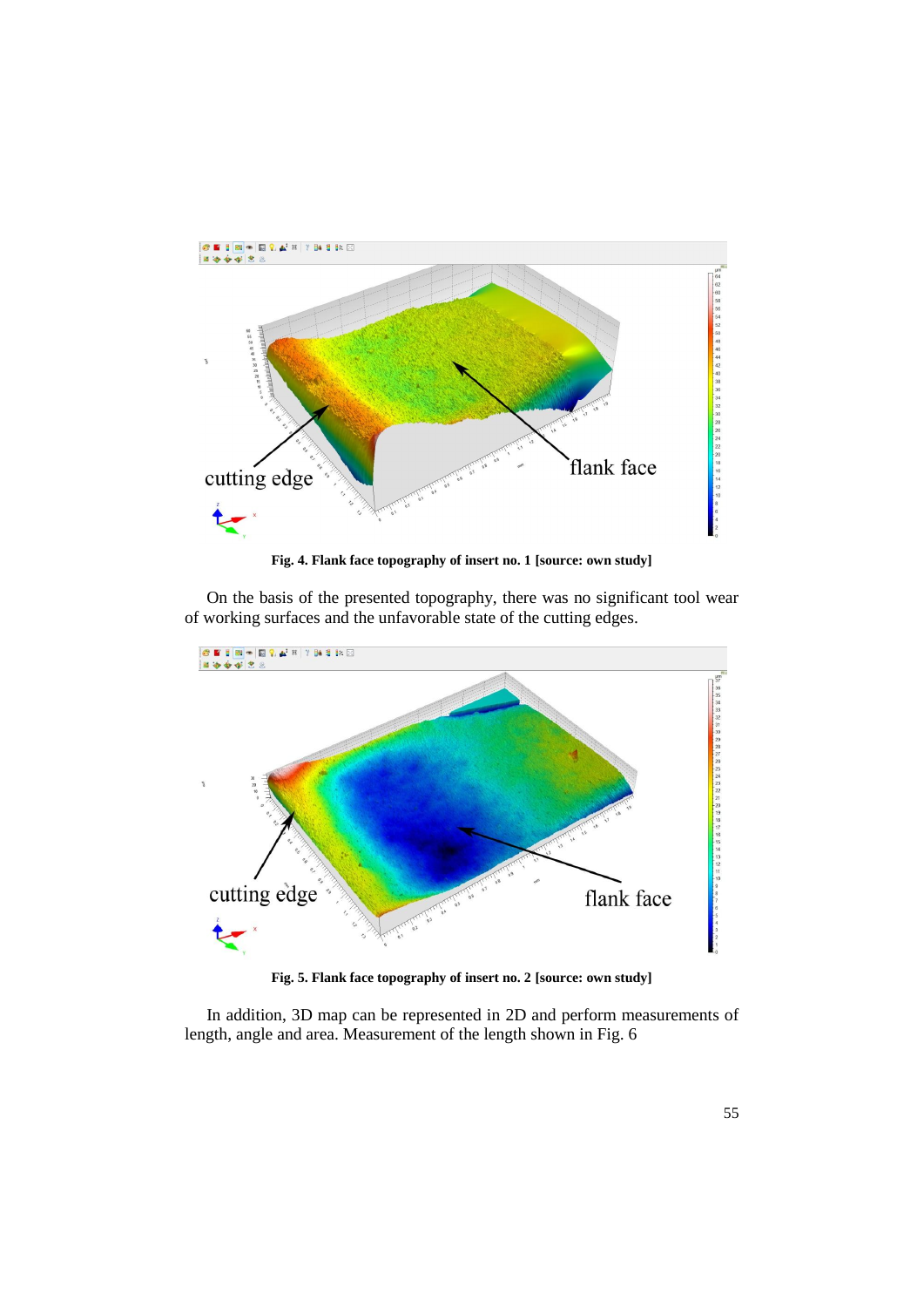Fig. 4. Flank face topography of insert no. 1 [source: own study]

On the basis of the presented topography, there was no significant tool wear of working surfaces and the unfavorable state of the cutting edges.

Fig. 5. Flank face topography of insert no. 2 [source: own study]

In addition, 3D map can be represented in 2D and perform measurements of length, angle and area. Measurement of the length shown in Fig. 6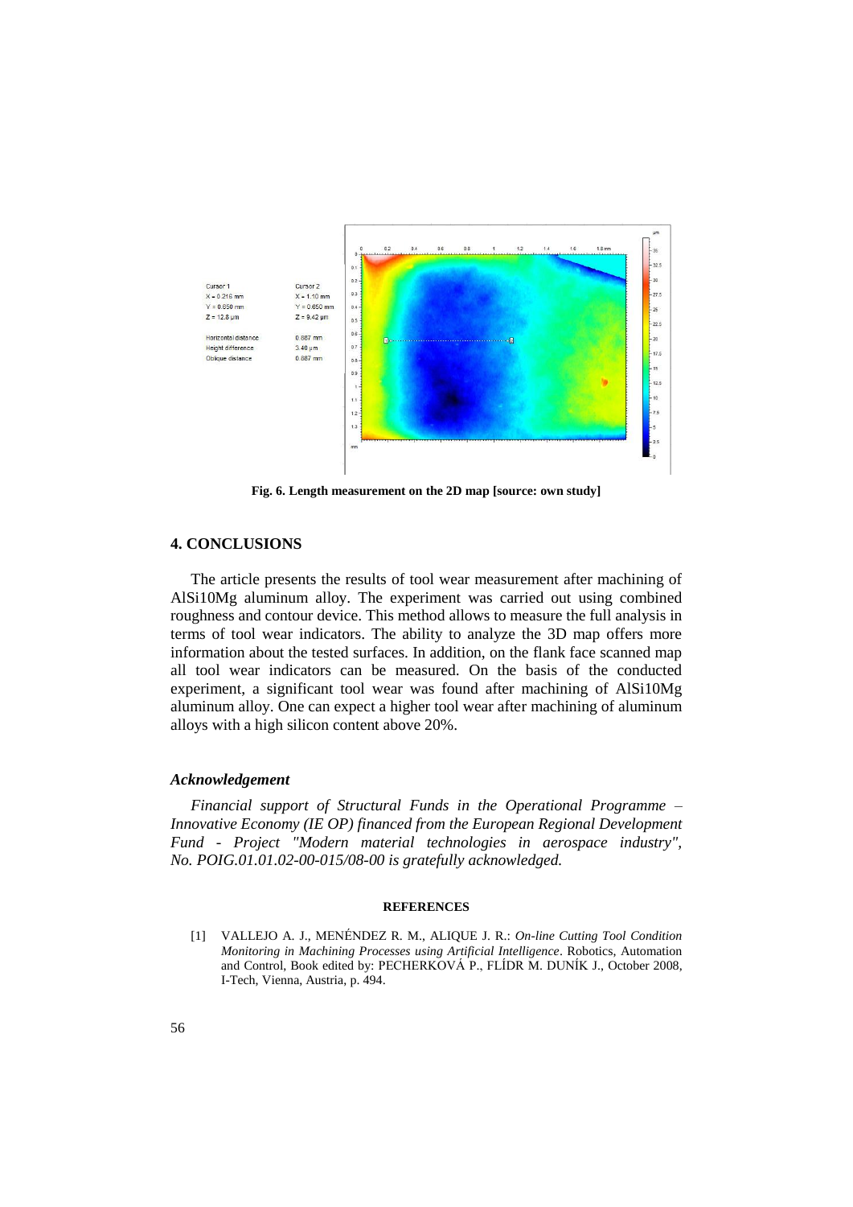Fig. 6. Length measurement on the 2D map [source: own study]

## 4. CONCLUSIONS

The article presents the results of tool wear measurement after machining of AlSi10Mg aluminum alloy. The experiment was carried out using combined roughness and contour device. This method allows to measure the full analysis in terms of tool wear indicators. The ability to analyze the 3D map offers more information about the tested surfaces. In addition, on the flank face scanned map all tool wear indicators can be measured. On the basis of the conducted experiment, a significant tool wear was found after machining of AlSi10Mg aluminum alloy. One can expect a higher tool wear after machining of aluminum alloys with a high silicon content above 20%.

### *Acknowledgement*

*Financial support of Structural Funds in the Operational Programme – Innovative Economy (IE OP) financed from the European Regional Development Fund - Project "Modern material technologies in aerospace industry", No. POIG.01.01.02-00-015/08-00 is gratefully acknowledged.*

### REFERENCES

[1] VALLEJO A. J., MENÉNDEZ R. M., ALIQUE J. R.: *On-line Cutting Tool Condition Monitoring in Machining Processes using Artificial Intelligence*. Robotics, Automation and Control, Book edited by: PECHERKOVÁ P., FLÍDR M. DUNÍK J., October 2008, I-Tech, Vienna, Austria, p. 494.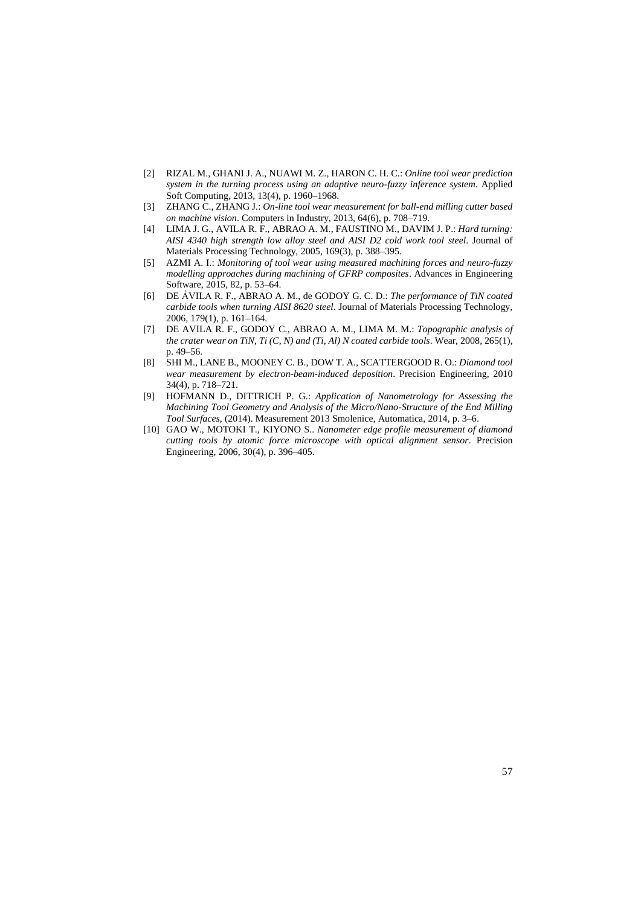[2] RIZAL M., GHANI J. A., NUAWI M. Z., HARON C. H. C.: *Online tool wear prediction system in the turning process using an adaptive neuro-fuzzy inference system*. Applied Soft Computing, 2013, 13(4), p. 1960–1968.

[3] ZHANG C., ZHANG J.: *On-line tool wear measurement for ball-end milling cutter based on machine vision*. Computers in Industry, 2013, 64(6), p. 708–719.

[4] LIMA J. G., AVILA R. F., ABRAO A. M., FAUSTINO M., DAVIM J. P.: *Hard turning: AISI 4340 high strength low alloy steel and AISI D2 cold work tool steel*. Journal of Materials Processing Technology, 2005, 169(3), p. 388–395.

[5] AZMI A. I.: *Monitoring of tool wear using measured machining forces and neuro-fuzzy modelling approaches during machining of GFRP composites*. Advances in Engineering Software, 2015, 82, p. 53–64.

[6] DE ÁVILA R. F., ABRAO A. M., de GODOY G. C. D.: *The performance of TiN coated carbide tools when turning AISI 8620 steel*. Journal of Materials Processing Technology, 2006, 179(1), p. 161–164.

[7] DE AVILA R. F., GODOY C., ABRAO A. M., LIMA M. M.: *Topographic analysis of the crater wear on TiN, Ti (C, N) and (Ti, Al) N coated carbide tools*. Wear, 2008, 265(1), p. 49–56.

[8] SHI M., LANE B., MOONEY C. B., DOW T. A., SCATTERGOOD R. O.: *Diamond tool wear measurement by electron-beam-induced deposition*. Precision Engineering, 2010 34(4), p. 718–721.

[9] HOFMANN D., DITTRICH P. G.: *Application of Nanometrology for Assessing the Machining Tool Geometry and Analysis of the Micro/Nano-Structure of the End Milling Tool Surfaces*, (2014). Measurement 2013 Smolenice, Automatica, 2014, p. 3–6.

[10] GAO W., MOTOKI T., KIYONO S.. *Nanometer edge profile measurement of diamond cutting tools by atomic force microscope with optical alignment sensor*. Precision Engineering, 2006, 30(4), p. 396–405.